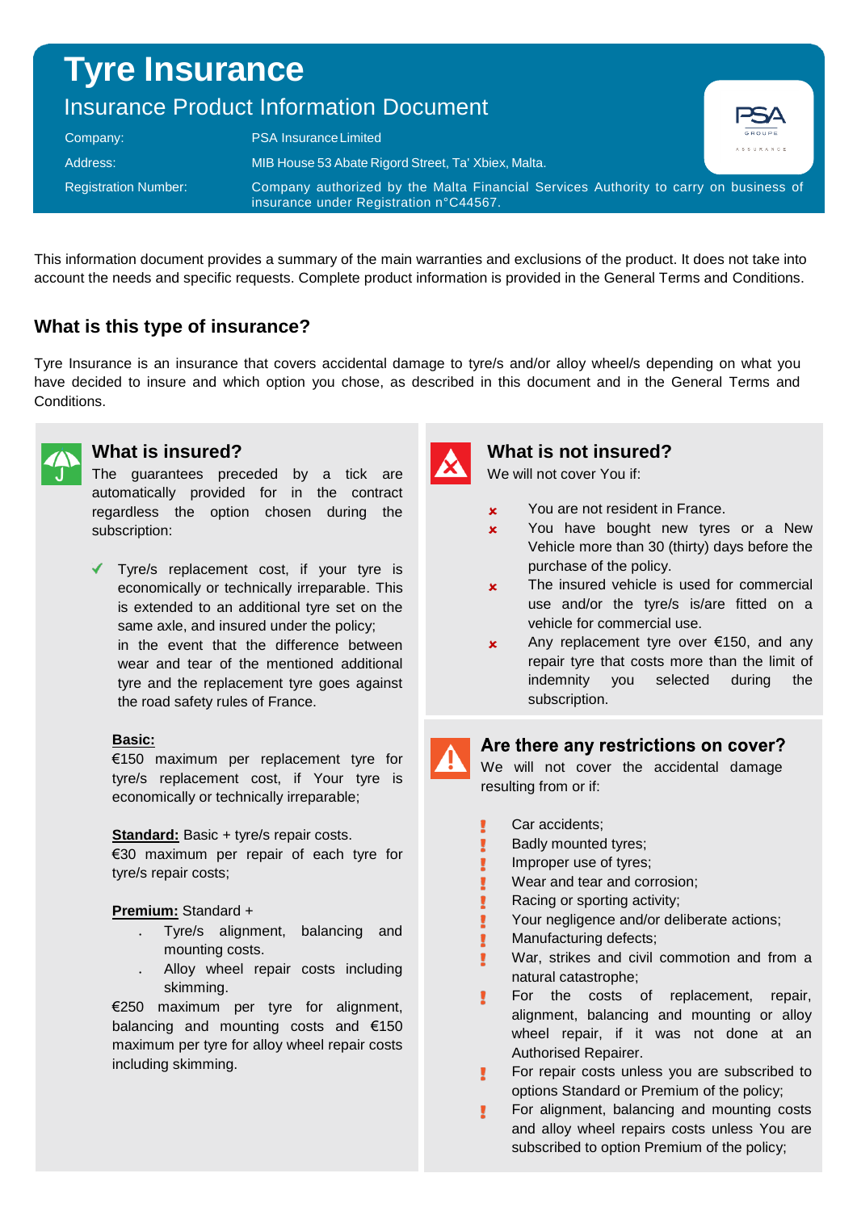# Tyre Insurance

## Insurance Product Information Document

Company: PSA Insurance Limited

Address: MIB House 53 Abate Rigord Street, Ta' Xbiex, Malta.

Registration Number: Company authorized by the Malta Financial Services Authority to carry on business of insurance under Registration n°C44567.

This information document provides a summary of the main warranties and exclusions of the product. It does not take into account the needs and specific requests. Complete product information is provided in the General Terms and Conditions.

### What is this type of insurance?

Tyre Insurance is an insurance that covers accidental damage to tyre/s and/or alloy wheel/s depending on what you have decided to insure and which option you chose, as described in this document and in the General Terms and Conditions.

### What is insured?

The guarantees preceded by a tick are automatically provided for in the contract regardless the option chosen during the subscription:

- ✓ Tyre/s replacement cost, if your tyre is economically or technically irreparable. This is extended to an additional tyre set on the same axle, and insured under the policy; in the event that the difference between wear and tear of the mentioned additional tyre and the replacement tyre goes against the road safety rules of France.

**Basic:**
€150 maximum per replacement tyre for tyre/s replacement cost, if Your tyre is economically or technically irreparable;

**Standard:** Basic + tyre/s repair costs.
€30 maximum per repair of each tyre for tyre/s repair costs;

**Premium:** Standard +

- Tyre/s alignment, balancing and mounting costs.
- Alloy wheel repair costs including skimming.

€250 maximum per tyre for alignment, balancing and mounting costs and €150 maximum per tyre for alloy wheel repair costs including skimming.

### What is not insured?

We will not cover You if:

- ✗ You are not resident in France.
- ✗ You have bought new tyres or a New Vehicle more than 30 (thirty) days before the purchase of the policy.
- ✗ The insured vehicle is used for commercial use and/or the tyre/s is/are fitted on a vehicle for commercial use.
- ✗ Any replacement tyre over €150, and any repair tyre that costs more than the limit of indemnity you selected during the subscription.

### Are there any restrictions on cover?

We will not cover the accidental damage resulting from or if:

- ! Car accidents;
- ! Badly mounted tyres;
- ! Improper use of tyres;
- ! Wear and tear and corrosion;
- ! Racing or sporting activity;
- ! Your negligence and/or deliberate actions;
- ! Manufacturing defects;
- ! War, strikes and civil commotion and from a natural catastrophe;
- ! For the costs of replacement, repair, alignment, balancing and mounting or alloy wheel repair, if it was not done at an Authorised Repairer.
- ! For repair costs unless you are subscribed to options Standard or Premium of the policy;
- ! For alignment, balancing and mounting costs and alloy wheel repairs costs unless You are subscribed to option Premium of the policy;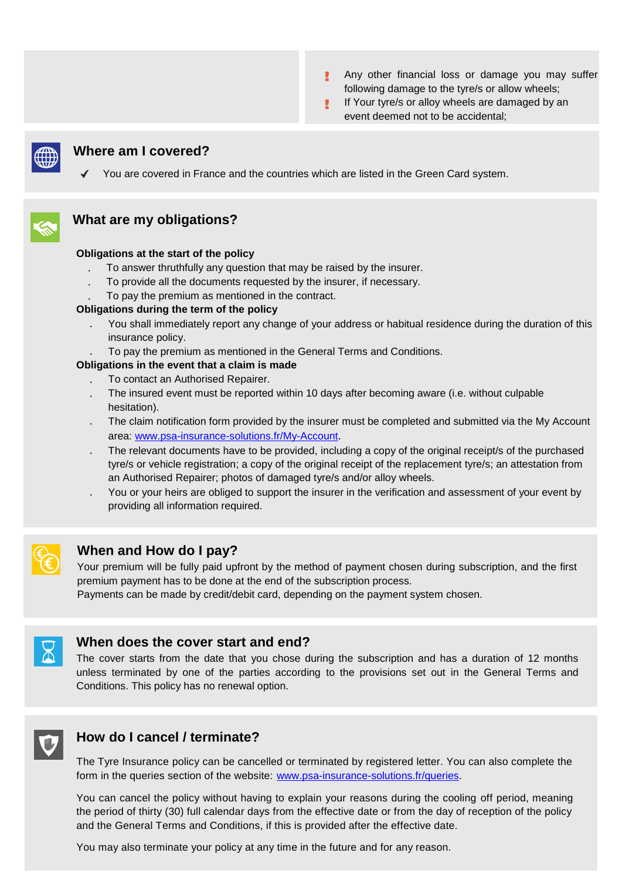- Any other financial loss or damage you may suffer following damage to the tyre/s or allow wheels;
- If Your tyre/s or alloy wheels are damaged by an event deemed not to be accidental;

## Where am I covered?

- ✔ You are covered in France and the countries which are listed in the Green Card system.

## What are my obligations?

**Obligations at the start of the policy**

- To answer thruthfully any question that may be raised by the insurer.
- To provide all the documents requested by the insurer, if necessary.
- To pay the premium as mentioned in the contract.

**Obligations during the term of the policy**

- You shall immediately report any change of your address or habitual residence during the duration of this insurance policy.
- To pay the premium as mentioned in the General Terms and Conditions.

**Obligations in the event that a claim is made**

- To contact an Authorised Repairer.
- The insured event must be reported within 10 days after becoming aware (i.e. without culpable hesitation).
- The claim notification form provided by the insurer must be completed and submitted via the My Account area: www.psa-insurance-solutions.fr/My-Account.
- The relevant documents have to be provided, including a copy of the original receipt/s of the purchased tyre/s or vehicle registration; a copy of the original receipt of the replacement tyre/s; an attestation from an Authorised Repairer; photos of damaged tyre/s and/or alloy wheels.
- You or your heirs are obliged to support the insurer in the verification and assessment of your event by providing all information required.

## When and How do I pay?

Your premium will be fully paid upfront by the method of payment chosen during subscription, and the first premium payment has to be done at the end of the subscription process.
Payments can be made by credit/debit card, depending on the payment system chosen.

## When does the cover start and end?

The cover starts from the date that you chose during the subscription and has a duration of 12 months unless terminated by one of the parties according to the provisions set out in the General Terms and Conditions. This policy has no renewal option.

## How do I cancel / terminate?

The Tyre Insurance policy can be cancelled or terminated by registered letter. You can also complete the form in the queries section of the website: www.psa-insurance-solutions.fr/queries.

You can cancel the policy without having to explain your reasons during the cooling off period, meaning the period of thirty (30) full calendar days from the effective date or from the day of reception of the policy and the General Terms and Conditions, if this is provided after the effective date.

You may also terminate your policy at any time in the future and for any reason.